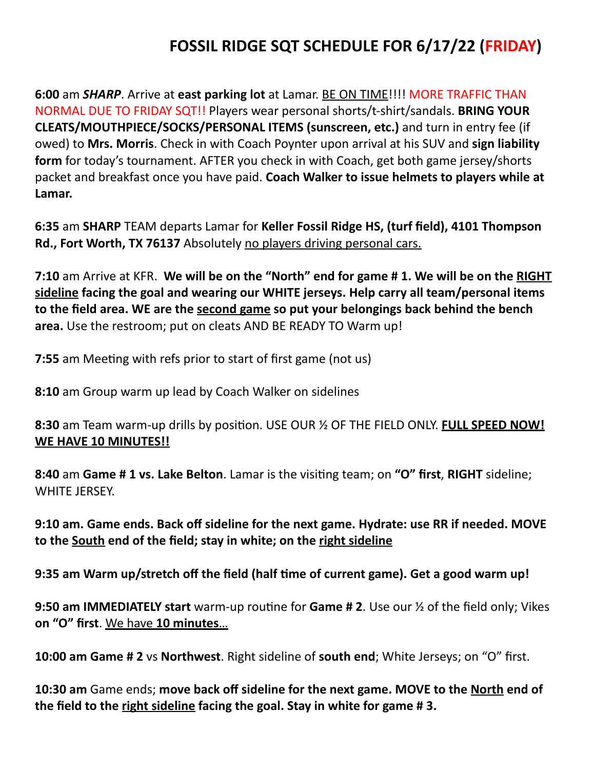# FOSSIL RIDGE SQT SCHEDULE FOR 6/17/22 (FRIDAY)

**6:00** am ***SHARP***. Arrive at **east parking lot** at Lamar. BE ON TIME!!!! MORE TRAFFIC THAN NORMAL DUE TO FRIDAY SQT!! Players wear personal shorts/t-shirt/sandals. **BRING YOUR CLEATS/MOUTHPIECE/SOCKS/PERSONAL ITEMS (sunscreen, etc.)** and turn in entry fee (if owed) to **Mrs. Morris**. Check in with Coach Poynter upon arrival at his SUV and **sign liability form** for today's tournament. AFTER you check in with Coach, get both game jersey/shorts packet and breakfast once you have paid. **Coach Walker to issue helmets to players while at Lamar.**

**6:35** am **SHARP** TEAM departs Lamar for **Keller Fossil Ridge HS, (turf field), 4101 Thompson Rd., Fort Worth, TX 76137** Absolutely no players driving personal cars.

**7:10** am Arrive at KFR. **We will be on the "North" end for game # 1. We will be on the RIGHT sideline facing the goal and wearing our WHITE jerseys. Help carry all team/personal items to the field area. WE are the second game so put your belongings back behind the bench area.** Use the restroom; put on cleats AND BE READY TO Warm up!

**7:55** am Meeting with refs prior to start of first game (not us)

**8:10** am Group warm up lead by Coach Walker on sidelines

**8:30** am Team warm-up drills by position. USE OUR ½ OF THE FIELD ONLY. **FULL SPEED NOW! WE HAVE 10 MINUTES!!**

**8:40** am **Game # 1 vs. Lake Belton**. Lamar is the visiting team; on **"O" first**, **RIGHT** sideline; WHITE JERSEY.

**9:10 am. Game ends. Back off sideline for the next game. Hydrate: use RR if needed. MOVE to the South end of the field; stay in white; on the right sideline**

**9:35 am Warm up/stretch off the field (half time of current game). Get a good warm up!**

**9:50 am IMMEDIATELY start** warm-up routine for **Game # 2**. Use our ½ of the field only; Vikes **on "O" first**. We have **10 minutes**…

**10:00 am Game # 2** vs **Northwest**. Right sideline of **south end**; White Jerseys; on "O" first.

**10:30 am** Game ends; **move back off sideline for the next game. MOVE to the North end of the field to the right sideline facing the goal. Stay in white for game # 3.**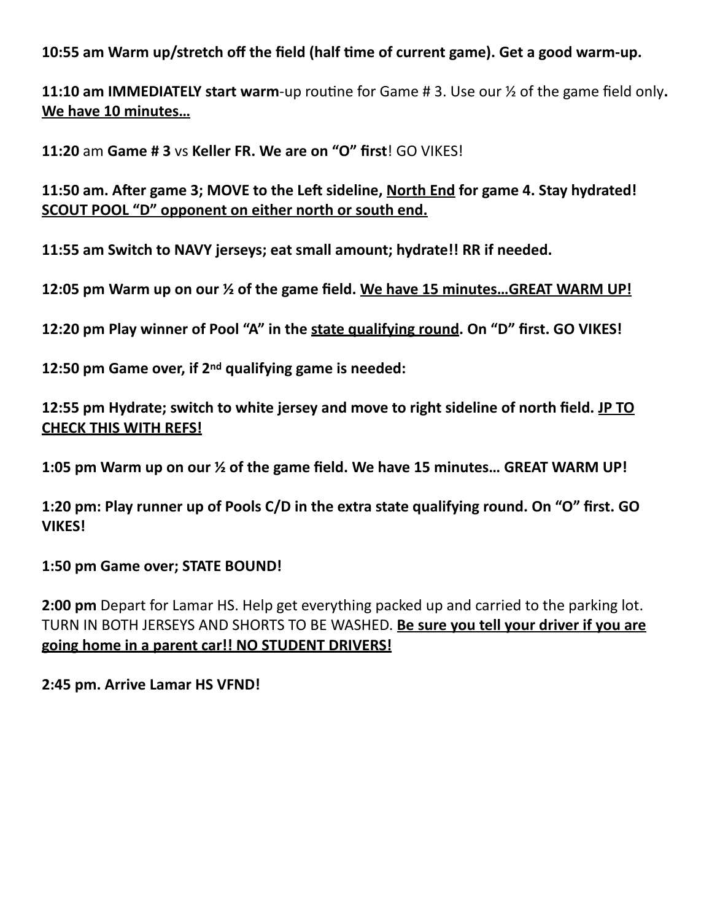**10:55 am Warm up/stretch off the field (half time of current game). Get a good warm-up.**

**11:10 am IMMEDIATELY start warm**-up routine for Game # 3. Use our ½ of the game field only**.** **<u>We have 10 minutes…</u>**

**11:20** am **Game # 3** vs **Keller FR. We are on "O" first**! GO VIKES!

**11:50 am. After game 3; MOVE to the Left sideline, <u>North End</u> for game 4. Stay hydrated! <u>SCOUT POOL "D" opponent on either north or south end.</u>**

**11:55 am Switch to NAVY jerseys; eat small amount; hydrate!! RR if needed.**

**12:05 pm Warm up on our ½ of the game field. <u>We have 15 minutes…GREAT WARM UP!</u>**

**12:20 pm Play winner of Pool "A" in the <u>state qualifying round</u>. On "D" first. GO VIKES!**

**12:50 pm Game over, if 2nd qualifying game is needed:**

**12:55 pm Hydrate; switch to white jersey and move to right sideline of north field. <u>JP TO CHECK THIS WITH REFS!</u>**

**1:05 pm Warm up on our ½ of the game field. We have 15 minutes… GREAT WARM UP!**

**1:20 pm: Play runner up of Pools C/D in the extra state qualifying round. On "O" first. GO VIKES!**

**1:50 pm Game over; STATE BOUND!**

**2:00 pm** Depart for Lamar HS. Help get everything packed up and carried to the parking lot. TURN IN BOTH JERSEYS AND SHORTS TO BE WASHED. **<u>Be sure you tell your driver if you are going home in a parent car!! NO STUDENT DRIVERS!</u>**

**2:45 pm. Arrive Lamar HS VFND!**